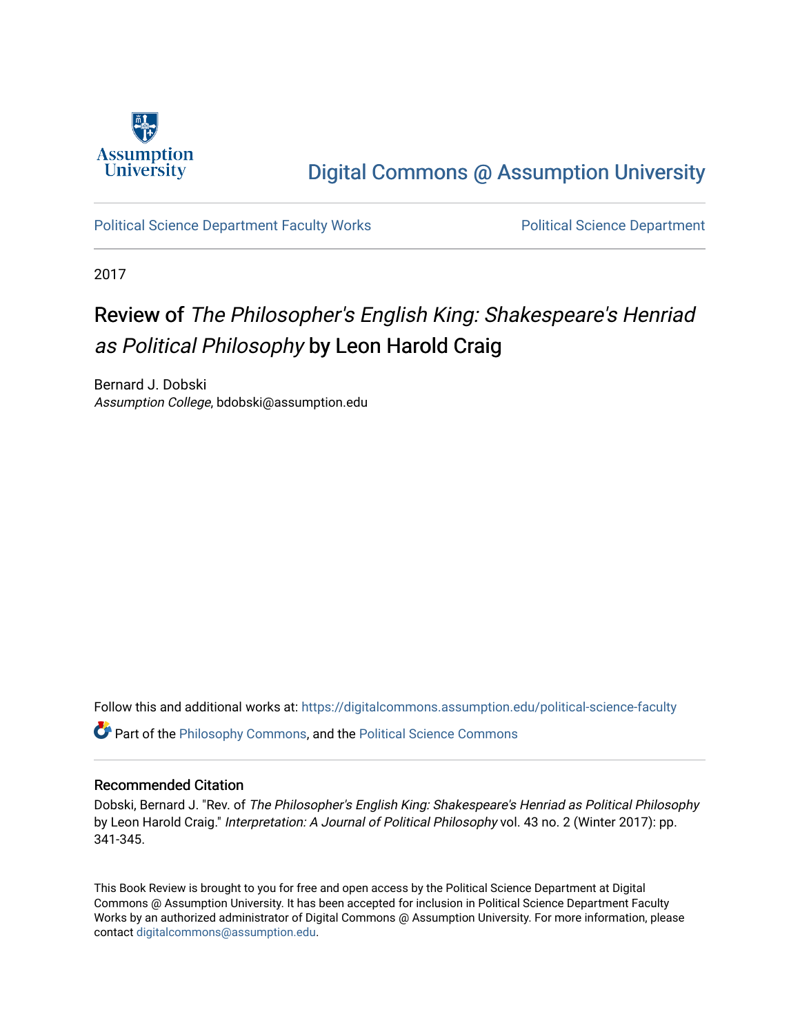Digital Commons @ Assumption University

Political Science Department Faculty Works | Political Science Department

2017

# Review of *The Philosopher's English King: Shakespeare's Henriad as Political Philosophy* by Leon Harold Craig

Bernard J. Dobski
*Assumption College*, bdobski@assumption.edu

Follow this and additional works at: https://digitalcommons.assumption.edu/political-science-faculty

Part of the Philosophy Commons, and the Political Science Commons

## Recommended Citation

Dobski, Bernard J. "Rev. of *The Philosopher's English King: Shakespeare's Henriad as Political Philosophy* by Leon Harold Craig." *Interpretation: A Journal of Political Philosophy* vol. 43 no. 2 (Winter 2017): pp. 341-345.

This Book Review is brought to you for free and open access by the Political Science Department at Digital Commons @ Assumption University. It has been accepted for inclusion in Political Science Department Faculty Works by an authorized administrator of Digital Commons @ Assumption University. For more information, please contact digitalcommons@assumption.edu.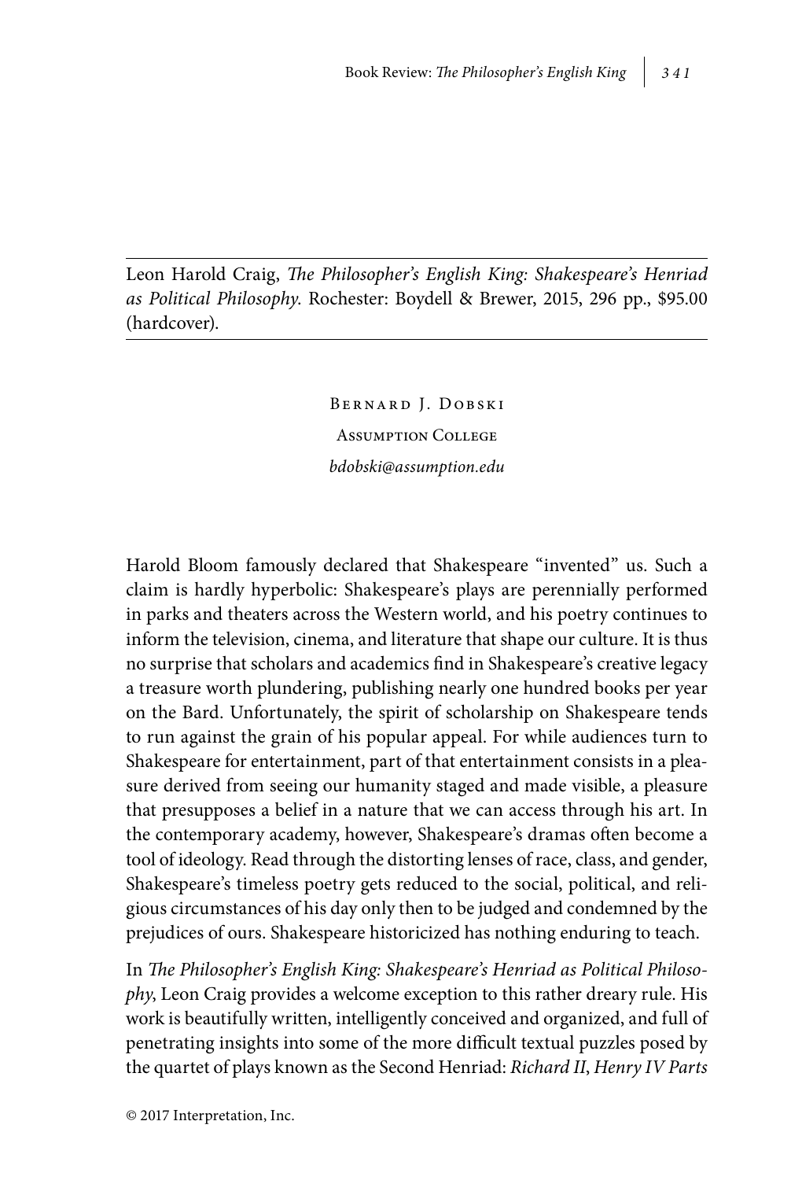Leon Harold Craig, *The Philosopher's English King: Shakespeare's Henriad as Political Philosophy*. Rochester: Boydell & Brewer, 2015, 296 pp., $95.00 (hardcover).

Bernard J. Dobski
Assumption College
*bdobski@assumption.edu*

Harold Bloom famously declared that Shakespeare "invented" us. Such a claim is hardly hyperbolic: Shakespeare's plays are perennially performed in parks and theaters across the Western world, and his poetry continues to inform the television, cinema, and literature that shape our culture. It is thus no surprise that scholars and academics find in Shakespeare's creative legacy a treasure worth plundering, publishing nearly one hundred books per year on the Bard. Unfortunately, the spirit of scholarship on Shakespeare tends to run against the grain of his popular appeal. For while audiences turn to Shakespeare for entertainment, part of that entertainment consists in a pleasure derived from seeing our humanity staged and made visible, a pleasure that presupposes a belief in a nature that we can access through his art. In the contemporary academy, however, Shakespeare's dramas often become a tool of ideology. Read through the distorting lenses of race, class, and gender, Shakespeare's timeless poetry gets reduced to the social, political, and religious circumstances of his day only then to be judged and condemned by the prejudices of ours. Shakespeare historicized has nothing enduring to teach.

In *The Philosopher's English King: Shakespeare's Henriad as Political Philosophy*, Leon Craig provides a welcome exception to this rather dreary rule. His work is beautifully written, intelligently conceived and organized, and full of penetrating insights into some of the more difficult textual puzzles posed by the quartet of plays known as the Second Henriad: *Richard II*, *Henry IV Parts*

© 2017 Interpretation, Inc.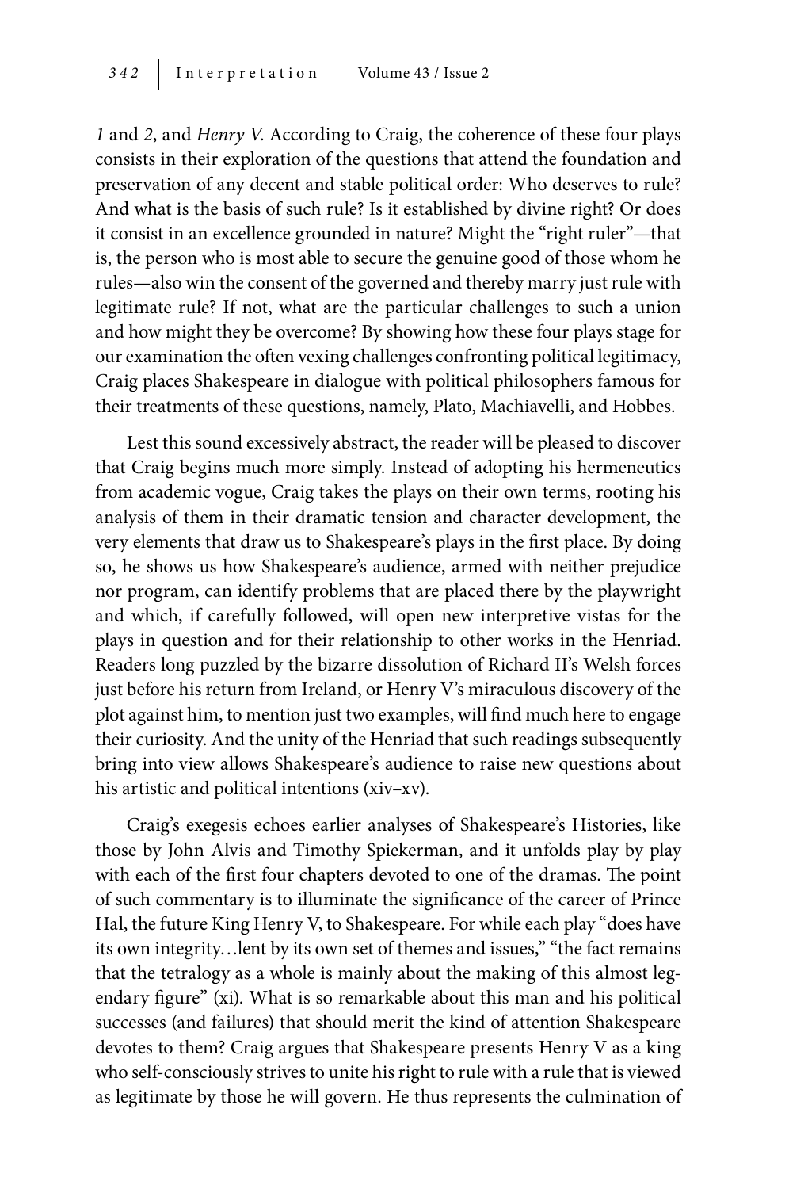*1* and *2*, and *Henry V.* According to Craig, the coherence of these four plays consists in their exploration of the questions that attend the foundation and preservation of any decent and stable political order: Who deserves to rule? And what is the basis of such rule? Is it established by divine right? Or does it consist in an excellence grounded in nature? Might the "right ruler"—that is, the person who is most able to secure the genuine good of those whom he rules—also win the consent of the governed and thereby marry just rule with legitimate rule? If not, what are the particular challenges to such a union and how might they be overcome? By showing how these four plays stage for our examination the often vexing challenges confronting political legitimacy, Craig places Shakespeare in dialogue with political philosophers famous for their treatments of these questions, namely, Plato, Machiavelli, and Hobbes.

Lest this sound excessively abstract, the reader will be pleased to discover that Craig begins much more simply. Instead of adopting his hermeneutics from academic vogue, Craig takes the plays on their own terms, rooting his analysis of them in their dramatic tension and character development, the very elements that draw us to Shakespeare's plays in the first place. By doing so, he shows us how Shakespeare's audience, armed with neither prejudice nor program, can identify problems that are placed there by the playwright and which, if carefully followed, will open new interpretive vistas for the plays in question and for their relationship to other works in the Henriad. Readers long puzzled by the bizarre dissolution of Richard II's Welsh forces just before his return from Ireland, or Henry V's miraculous discovery of the plot against him, to mention just two examples, will find much here to engage their curiosity. And the unity of the Henriad that such readings subsequently bring into view allows Shakespeare's audience to raise new questions about his artistic and political intentions (xiv–xv).

Craig's exegesis echoes earlier analyses of Shakespeare's Histories, like those by John Alvis and Timothy Spiekerman, and it unfolds play by play with each of the first four chapters devoted to one of the dramas. The point of such commentary is to illuminate the significance of the career of Prince Hal, the future King Henry V, to Shakespeare. For while each play "does have its own integrity…lent by its own set of themes and issues," "the fact remains that the tetralogy as a whole is mainly about the making of this almost legendary figure" (xi). What is so remarkable about this man and his political successes (and failures) that should merit the kind of attention Shakespeare devotes to them? Craig argues that Shakespeare presents Henry V as a king who self-consciously strives to unite his right to rule with a rule that is viewed as legitimate by those he will govern. He thus represents the culmination of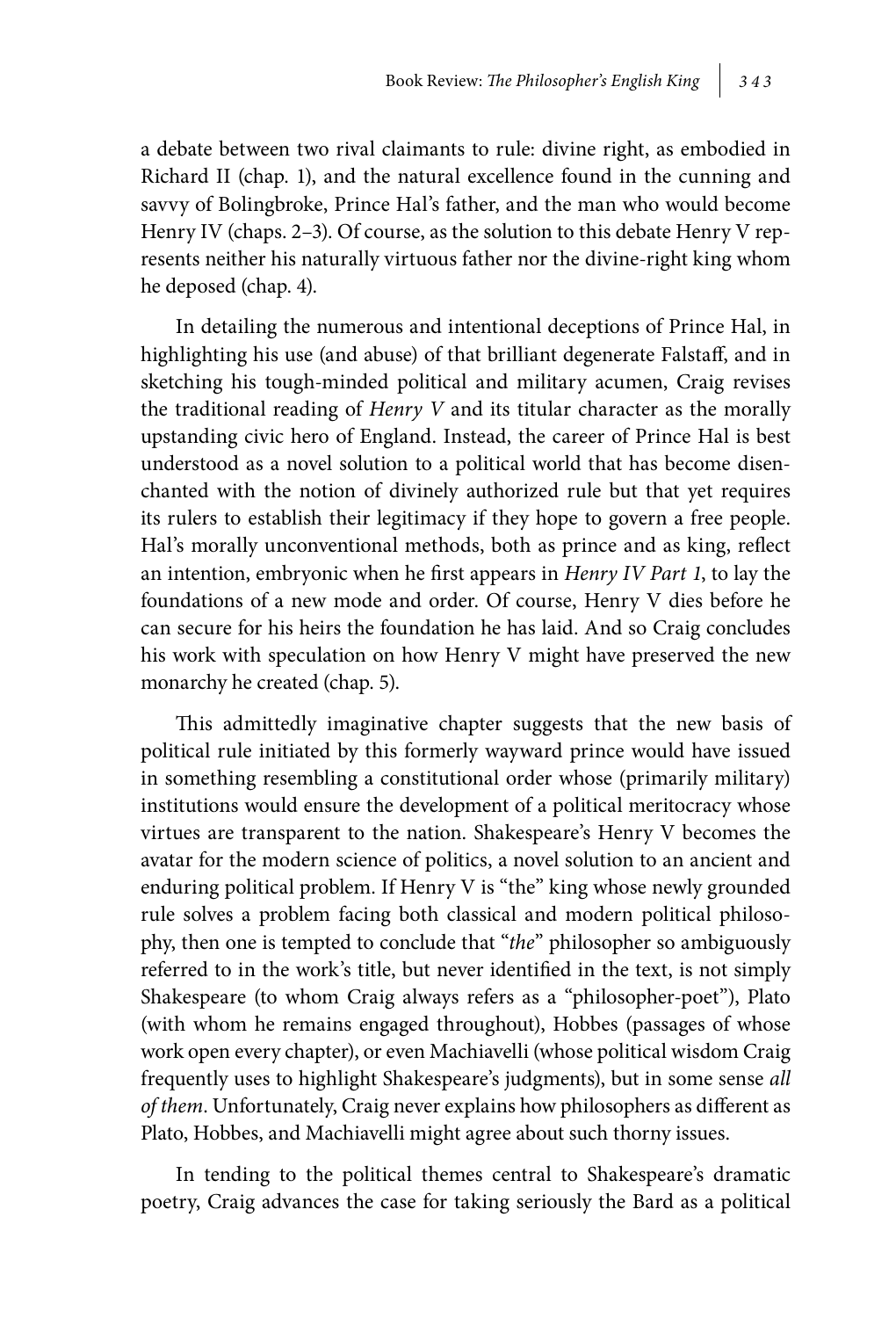a debate between two rival claimants to rule: divine right, as embodied in Richard II (chap. 1), and the natural excellence found in the cunning and savvy of Bolingbroke, Prince Hal's father, and the man who would become Henry IV (chaps. 2–3). Of course, as the solution to this debate Henry V represents neither his naturally virtuous father nor the divine-right king whom he deposed (chap. 4).

In detailing the numerous and intentional deceptions of Prince Hal, in highlighting his use (and abuse) of that brilliant degenerate Falstaff, and in sketching his tough-minded political and military acumen, Craig revises the traditional reading of *Henry V* and its titular character as the morally upstanding civic hero of England. Instead, the career of Prince Hal is best understood as a novel solution to a political world that has become disenchanted with the notion of divinely authorized rule but that yet requires its rulers to establish their legitimacy if they hope to govern a free people. Hal's morally unconventional methods, both as prince and as king, reflect an intention, embryonic when he first appears in *Henry IV Part 1*, to lay the foundations of a new mode and order. Of course, Henry V dies before he can secure for his heirs the foundation he has laid. And so Craig concludes his work with speculation on how Henry V might have preserved the new monarchy he created (chap. 5).

This admittedly imaginative chapter suggests that the new basis of political rule initiated by this formerly wayward prince would have issued in something resembling a constitutional order whose (primarily military) institutions would ensure the development of a political meritocracy whose virtues are transparent to the nation. Shakespeare's Henry V becomes the avatar for the modern science of politics, a novel solution to an ancient and enduring political problem. If Henry V is "the" king whose newly grounded rule solves a problem facing both classical and modern political philosophy, then one is tempted to conclude that "*the*" philosopher so ambiguously referred to in the work's title, but never identified in the text, is not simply Shakespeare (to whom Craig always refers as a "philosopher-poet"), Plato (with whom he remains engaged throughout), Hobbes (passages of whose work open every chapter), or even Machiavelli (whose political wisdom Craig frequently uses to highlight Shakespeare's judgments), but in some sense *all of them*. Unfortunately, Craig never explains how philosophers as different as Plato, Hobbes, and Machiavelli might agree about such thorny issues.

In tending to the political themes central to Shakespeare's dramatic poetry, Craig advances the case for taking seriously the Bard as a political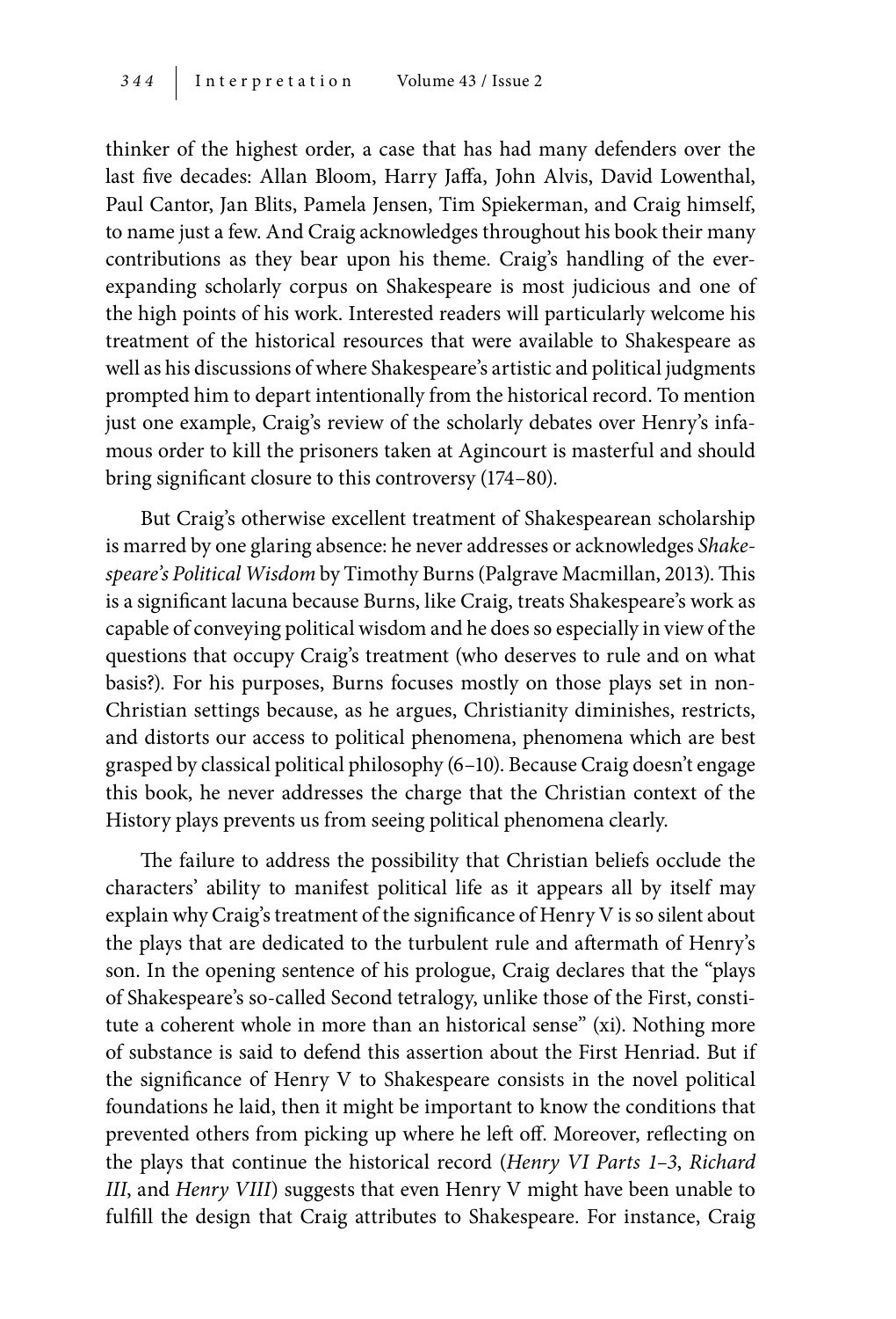thinker of the highest order, a case that has had many defenders over the last five decades: Allan Bloom, Harry Jaffa, John Alvis, David Lowenthal, Paul Cantor, Jan Blits, Pamela Jensen, Tim Spiekerman, and Craig himself, to name just a few. And Craig acknowledges throughout his book their many contributions as they bear upon his theme. Craig's handling of the ever-expanding scholarly corpus on Shakespeare is most judicious and one of the high points of his work. Interested readers will particularly welcome his treatment of the historical resources that were available to Shakespeare as well as his discussions of where Shakespeare's artistic and political judgments prompted him to depart intentionally from the historical record. To mention just one example, Craig's review of the scholarly debates over Henry's infamous order to kill the prisoners taken at Agincourt is masterful and should bring significant closure to this controversy (174–80).

But Craig's otherwise excellent treatment of Shakespearean scholarship is marred by one glaring absence: he never addresses or acknowledges *Shakespeare's Political Wisdom* by Timothy Burns (Palgrave Macmillan, 2013). This is a significant lacuna because Burns, like Craig, treats Shakespeare's work as capable of conveying political wisdom and he does so especially in view of the questions that occupy Craig's treatment (who deserves to rule and on what basis?). For his purposes, Burns focuses mostly on those plays set in non-Christian settings because, as he argues, Christianity diminishes, restricts, and distorts our access to political phenomena, phenomena which are best grasped by classical political philosophy (6–10). Because Craig doesn't engage this book, he never addresses the charge that the Christian context of the History plays prevents us from seeing political phenomena clearly.

The failure to address the possibility that Christian beliefs occlude the characters' ability to manifest political life as it appears all by itself may explain why Craig's treatment of the significance of Henry V is so silent about the plays that are dedicated to the turbulent rule and aftermath of Henry's son. In the opening sentence of his prologue, Craig declares that the "plays of Shakespeare's so-called Second tetralogy, unlike those of the First, constitute a coherent whole in more than an historical sense" (xi). Nothing more of substance is said to defend this assertion about the First Henriad. But if the significance of Henry V to Shakespeare consists in the novel political foundations he laid, then it might be important to know the conditions that prevented others from picking up where he left off. Moreover, reflecting on the plays that continue the historical record (*Henry VI Parts 1–3*, *Richard III*, and *Henry VIII*) suggests that even Henry V might have been unable to fulfill the design that Craig attributes to Shakespeare. For instance, Craig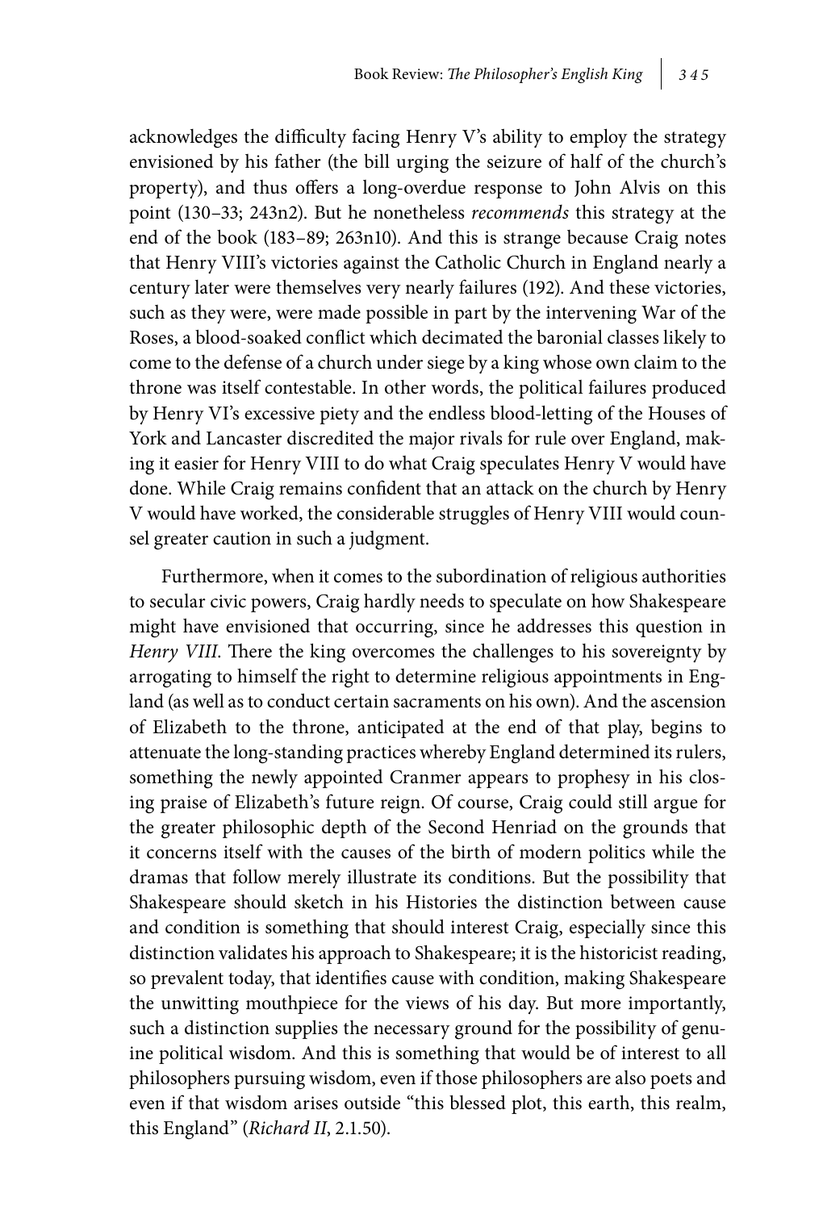acknowledges the difficulty facing Henry V's ability to employ the strategy envisioned by his father (the bill urging the seizure of half of the church's property), and thus offers a long-overdue response to John Alvis on this point (130–33; 243n2). But he nonetheless *recommends* this strategy at the end of the book (183–89; 263n10). And this is strange because Craig notes that Henry VIII's victories against the Catholic Church in England nearly a century later were themselves very nearly failures (192). And these victories, such as they were, were made possible in part by the intervening War of the Roses, a blood-soaked conflict which decimated the baronial classes likely to come to the defense of a church under siege by a king whose own claim to the throne was itself contestable. In other words, the political failures produced by Henry VI's excessive piety and the endless blood-letting of the Houses of York and Lancaster discredited the major rivals for rule over England, making it easier for Henry VIII to do what Craig speculates Henry V would have done. While Craig remains confident that an attack on the church by Henry V would have worked, the considerable struggles of Henry VIII would counsel greater caution in such a judgment.

Furthermore, when it comes to the subordination of religious authorities to secular civic powers, Craig hardly needs to speculate on how Shakespeare might have envisioned that occurring, since he addresses this question in *Henry VIII*. There the king overcomes the challenges to his sovereignty by arrogating to himself the right to determine religious appointments in England (as well as to conduct certain sacraments on his own). And the ascension of Elizabeth to the throne, anticipated at the end of that play, begins to attenuate the long-standing practices whereby England determined its rulers, something the newly appointed Cranmer appears to prophesy in his closing praise of Elizabeth's future reign. Of course, Craig could still argue for the greater philosophic depth of the Second Henriad on the grounds that it concerns itself with the causes of the birth of modern politics while the dramas that follow merely illustrate its conditions. But the possibility that Shakespeare should sketch in his Histories the distinction between cause and condition is something that should interest Craig, especially since this distinction validates his approach to Shakespeare; it is the historicist reading, so prevalent today, that identifies cause with condition, making Shakespeare the unwitting mouthpiece for the views of his day. But more importantly, such a distinction supplies the necessary ground for the possibility of genuine political wisdom. And this is something that would be of interest to all philosophers pursuing wisdom, even if those philosophers are also poets and even if that wisdom arises outside "this blessed plot, this earth, this realm, this England" (*Richard II*, 2.1.50).